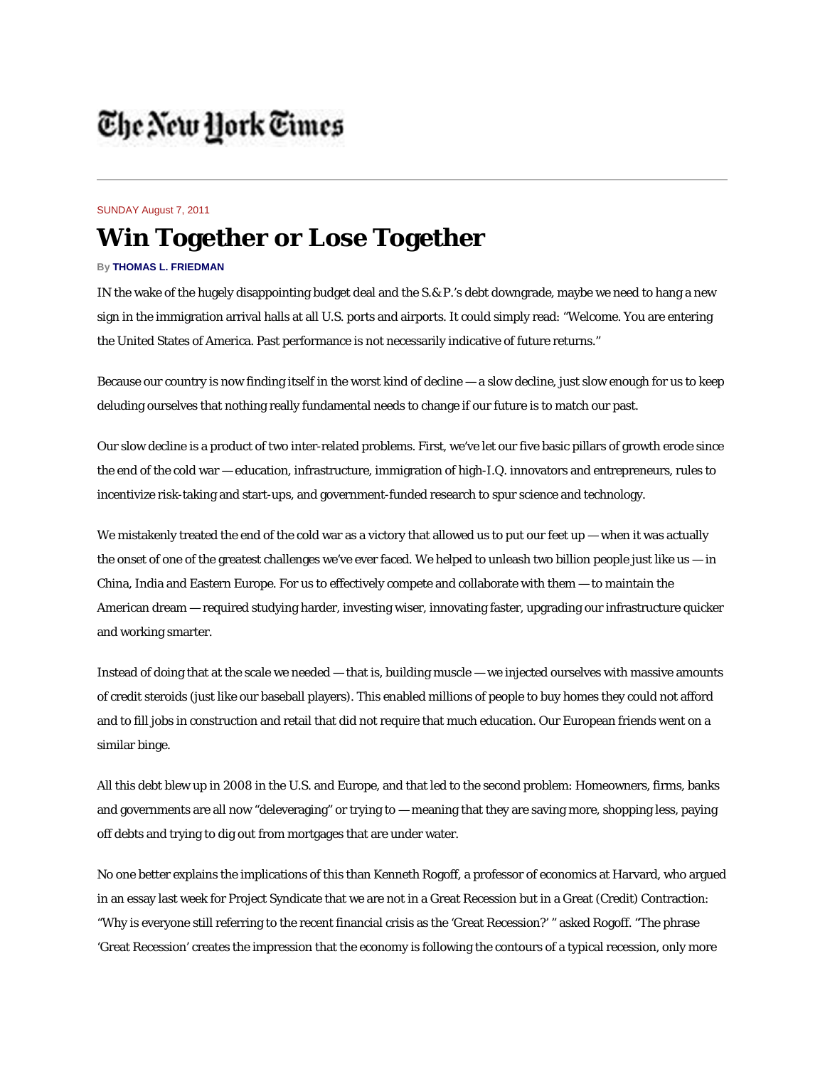The New York Times

SUNDAY August 7, 2011

# Win Together or Lose Together

By **THOMAS L. FRIEDMAN**

IN the wake of the hugely disappointing budget deal and the S.&P.'s debt downgrade, maybe we need to hang a new sign in the immigration arrival halls at all U.S. ports and airports. It could simply read: "Welcome. You are entering the United States of America. Past performance is not necessarily indicative of future returns."

Because our country is now finding itself in the worst kind of decline — a slow decline, just slow enough for us to keep deluding ourselves that nothing really fundamental needs to change if our future is to match our past.

Our slow decline is a product of two inter-related problems. First, we've let our five basic pillars of growth erode since the end of the cold war — education, infrastructure, immigration of high-I.Q. innovators and entrepreneurs, rules to incentivize risk-taking and start-ups, and government-funded research to spur science and technology.

We mistakenly treated the end of the cold war as a victory that allowed us to put our feet up — when it was actually the onset of one of the greatest challenges we've ever faced. We helped to unleash two billion people just like us — in China, India and Eastern Europe. For us to effectively compete and collaborate with them — to maintain the American dream — required studying harder, investing wiser, innovating faster, upgrading our infrastructure quicker and working smarter.

Instead of doing that at the scale we needed — that is, building muscle — we injected ourselves with massive amounts of credit steroids (just like our baseball players). This enabled millions of people to buy homes they could not afford and to fill jobs in construction and retail that did not require that much education. Our European friends went on a similar binge.

All this debt blew up in 2008 in the U.S. and Europe, and that led to the second problem: Homeowners, firms, banks and governments are all now "deleveraging" or trying to — meaning that they are saving more, shopping less, paying off debts and trying to dig out from mortgages that are under water.

No one better explains the implications of this than Kenneth Rogoff, a professor of economics at Harvard, who argued in an essay last week for Project Syndicate that we are not in a Great Recession but in a Great (Credit) Contraction: "Why is everyone still referring to the recent financial crisis as the 'Great Recession?' " asked Rogoff. "The phrase 'Great Recession' creates the impression that the economy is following the contours of a typical recession, only more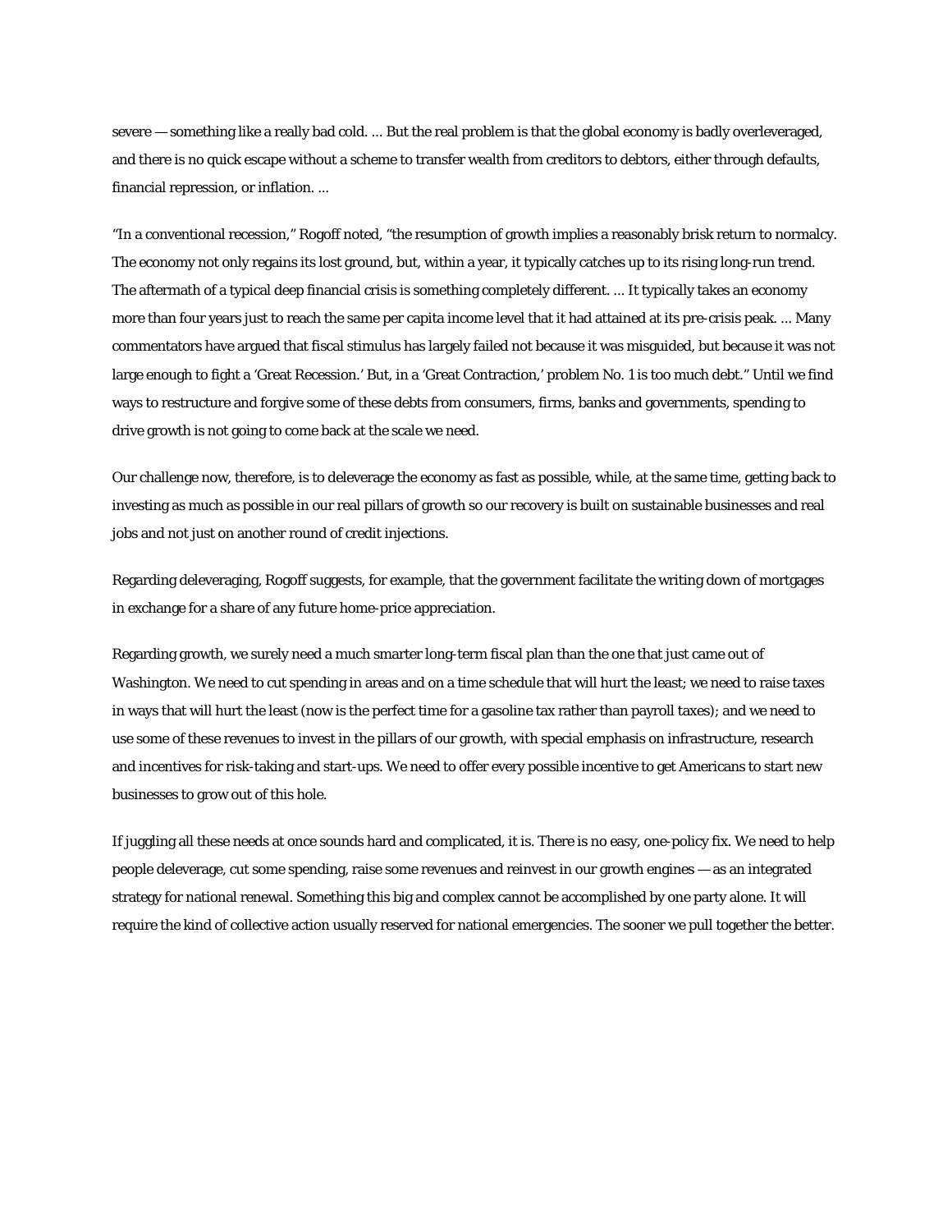severe — something like a really bad cold. ... But the real problem is that the global economy is badly overleveraged, and there is no quick escape without a scheme to transfer wealth from creditors to debtors, either through defaults, financial repression, or inflation. ...

"In a conventional recession," Rogoff noted, "the resumption of growth implies a reasonably brisk return to normalcy. The economy not only regains its lost ground, but, within a year, it typically catches up to its rising long-run trend. The aftermath of a typical deep financial crisis is something completely different. ... It typically takes an economy more than four years just to reach the same per capita income level that it had attained at its pre-crisis peak. ... Many commentators have argued that fiscal stimulus has largely failed not because it was misguided, but because it was not large enough to fight a 'Great Recession.' But, in a 'Great Contraction,' problem No. 1 is too much debt." Until we find ways to restructure and forgive some of these debts from consumers, firms, banks and governments, spending to drive growth is not going to come back at the scale we need.

Our challenge now, therefore, is to deleverage the economy as fast as possible, while, at the same time, getting back to investing as much as possible in our real pillars of growth so our recovery is built on sustainable businesses and real jobs and not just on another round of credit injections.

Regarding deleveraging, Rogoff suggests, for example, that the government facilitate the writing down of mortgages in exchange for a share of any future home-price appreciation.

Regarding growth, we surely need a much smarter long-term fiscal plan than the one that just came out of Washington. We need to cut spending in areas and on a time schedule that will hurt the least; we need to raise taxes in ways that will hurt the least (now is the perfect time for a gasoline tax rather than payroll taxes); and we need to use some of these revenues to invest in the pillars of our growth, with special emphasis on infrastructure, research and incentives for risk-taking and start-ups. We need to offer every possible incentive to get Americans to start new businesses to grow out of this hole.

If juggling all these needs at once sounds hard and complicated, it is. There is no easy, one-policy fix. We need to help people deleverage, cut some spending, raise some revenues and reinvest in our growth engines — as an integrated strategy for national renewal. Something this big and complex cannot be accomplished by one party alone. It will require the kind of collective action usually reserved for national emergencies. The sooner we pull together the better.